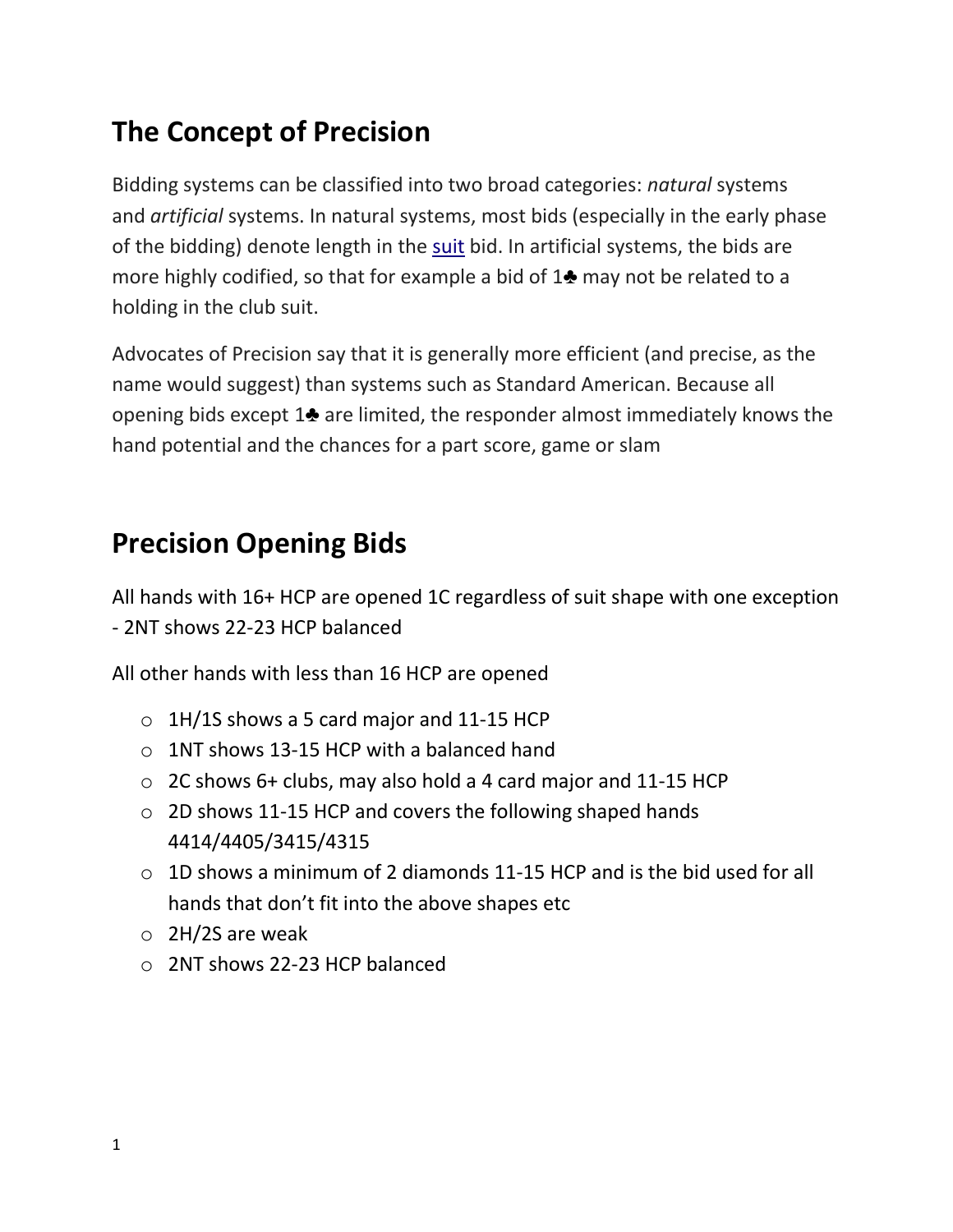## The Concept of Precision

Bidding systems can be classified into two broad categories: *natural* systems and *artificial* systems. In natural systems, most bids (especially in the early phase of the bidding) denote length in the suit bid. In artificial systems, the bids are more highly codified, so that for example a bid of 1♣ may not be related to a holding in the club suit.

Advocates of Precision say that it is generally more efficient (and precise, as the name would suggest) than systems such as Standard American. Because all opening bids except 1♣ are limited, the responder almost immediately knows the hand potential and the chances for a part score, game or slam

## Precision Opening Bids

All hands with 16+ HCP are opened 1C regardless of suit shape with one exception - 2NT shows 22-23 HCP balanced

All other hands with less than 16 HCP are opened

- 1H/1S shows a 5 card major and 11-15 HCP
- 1NT shows 13-15 HCP with a balanced hand
- 2C shows 6+ clubs, may also hold a 4 card major and 11-15 HCP
- 2D shows 11-15 HCP and covers the following shaped hands 4414/4405/3415/4315
- 1D shows a minimum of 2 diamonds 11-15 HCP and is the bid used for all hands that don't fit into the above shapes etc
- 2H/2S are weak
- 2NT shows 22-23 HCP balanced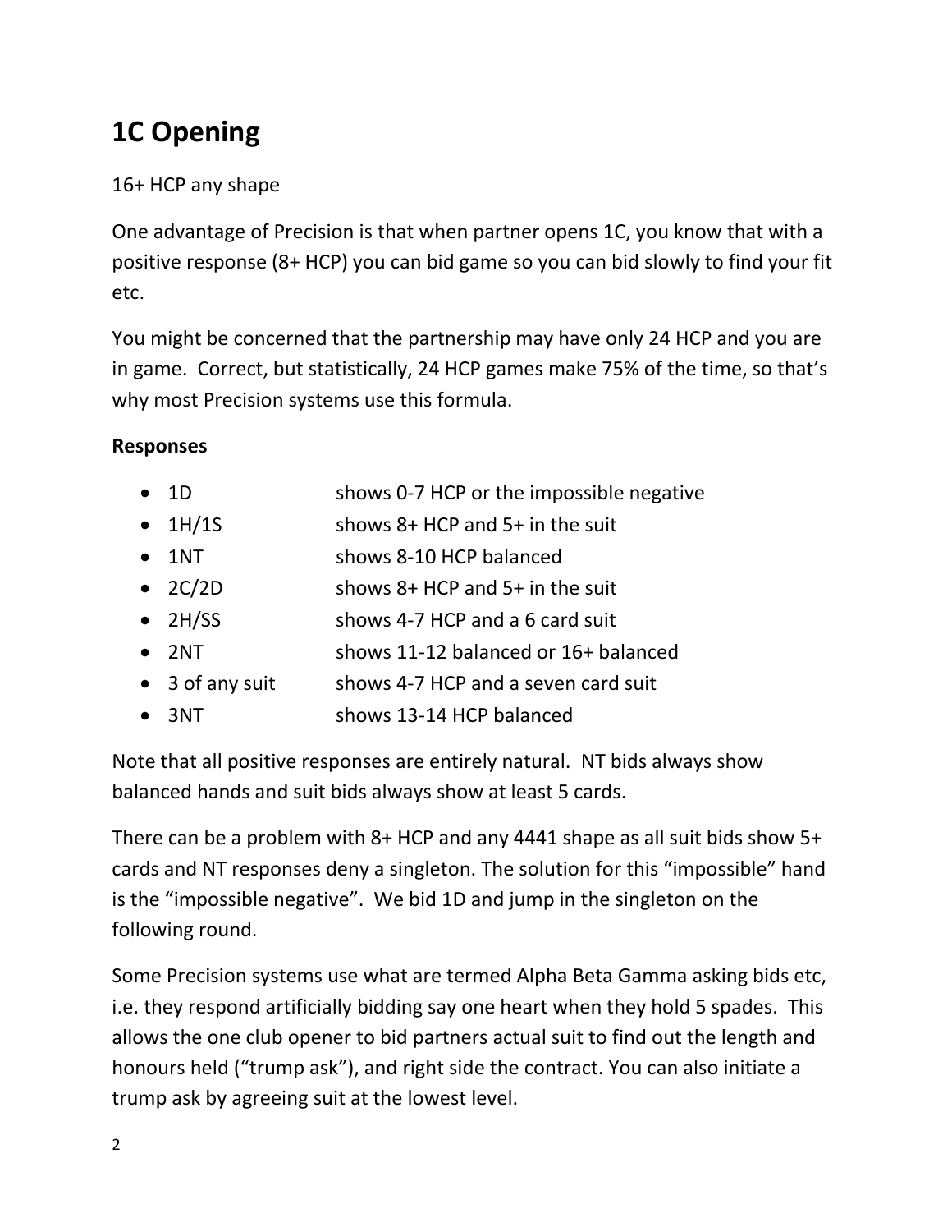# 1C Opening

16+ HCP any shape

One advantage of Precision is that when partner opens 1C, you know that with a positive response (8+ HCP) you can bid game so you can bid slowly to find your fit etc.

You might be concerned that the partnership may have only 24 HCP and you are in game. Correct, but statistically, 24 HCP games make 75% of the time, so that's why most Precision systems use this formula.

**Responses**

- 1D shows 0-7 HCP or the impossible negative
- 1H/1S shows 8+ HCP and 5+ in the suit
- 1NT shows 8-10 HCP balanced
- 2C/2D shows 8+ HCP and 5+ in the suit
- 2H/SS shows 4-7 HCP and a 6 card suit
- 2NT shows 11-12 balanced or 16+ balanced
- 3 of any suit shows 4-7 HCP and a seven card suit
- 3NT shows 13-14 HCP balanced

Note that all positive responses are entirely natural. NT bids always show balanced hands and suit bids always show at least 5 cards.

There can be a problem with 8+ HCP and any 4441 shape as all suit bids show 5+ cards and NT responses deny a singleton. The solution for this "impossible" hand is the "impossible negative". We bid 1D and jump in the singleton on the following round.

Some Precision systems use what are termed Alpha Beta Gamma asking bids etc, i.e. they respond artificially bidding say one heart when they hold 5 spades. This allows the one club opener to bid partners actual suit to find out the length and honours held ("trump ask"), and right side the contract. You can also initiate a trump ask by agreeing suit at the lowest level.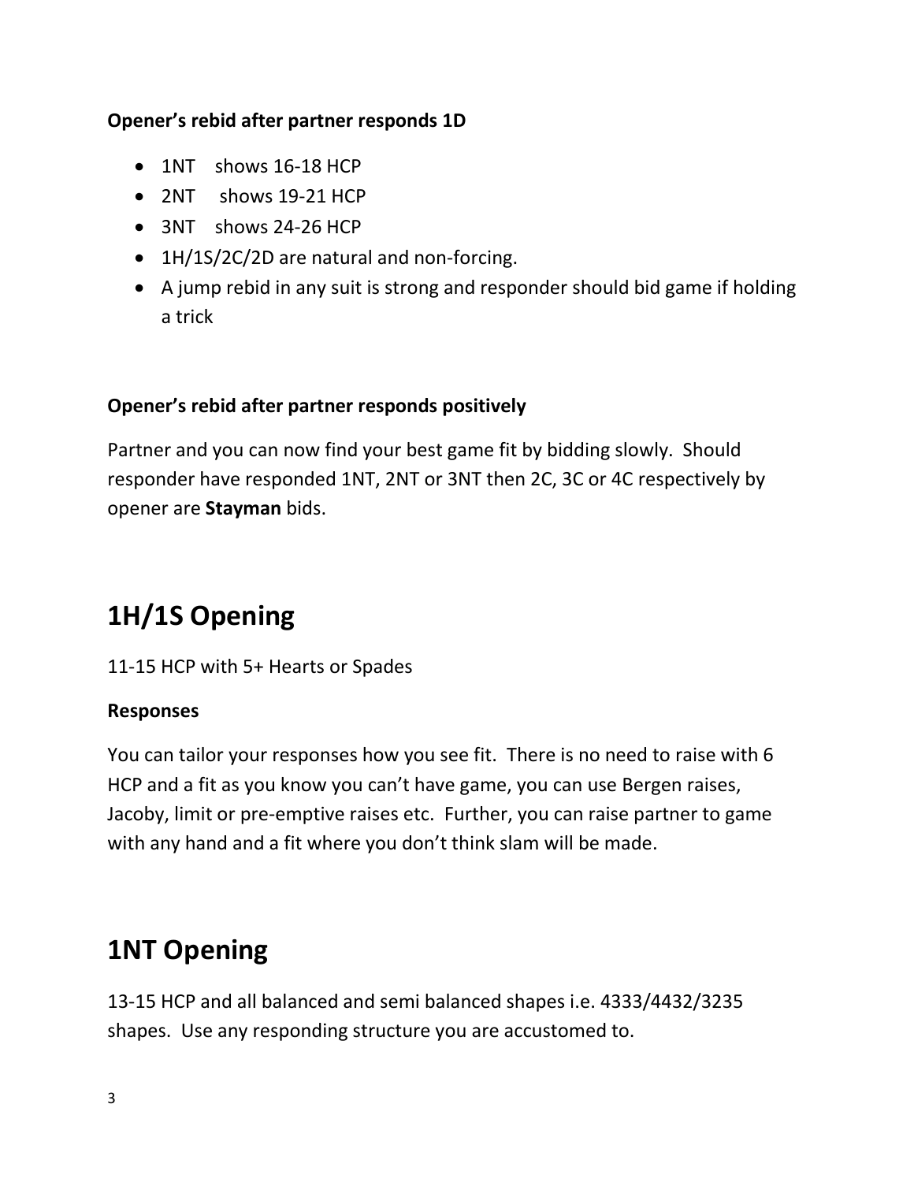**Opener's rebid after partner responds 1D**

- 1NT  shows 16-18 HCP
- 2NT  shows 19-21 HCP
- 3NT  shows 24-26 HCP
- 1H/1S/2C/2D are natural and non-forcing.
- A jump rebid in any suit is strong and responder should bid game if holding a trick

**Opener's rebid after partner responds positively**

Partner and you can now find your best game fit by bidding slowly. Should responder have responded 1NT, 2NT or 3NT then 2C, 3C or 4C respectively by opener are **Stayman** bids.

# 1H/1S Opening

11-15 HCP with 5+ Hearts or Spades

**Responses**

You can tailor your responses how you see fit. There is no need to raise with 6 HCP and a fit as you know you can't have game, you can use Bergen raises, Jacoby, limit or pre-emptive raises etc. Further, you can raise partner to game with any hand and a fit where you don't think slam will be made.

# 1NT Opening

13-15 HCP and all balanced and semi balanced shapes i.e. 4333/4432/3235 shapes. Use any responding structure you are accustomed to.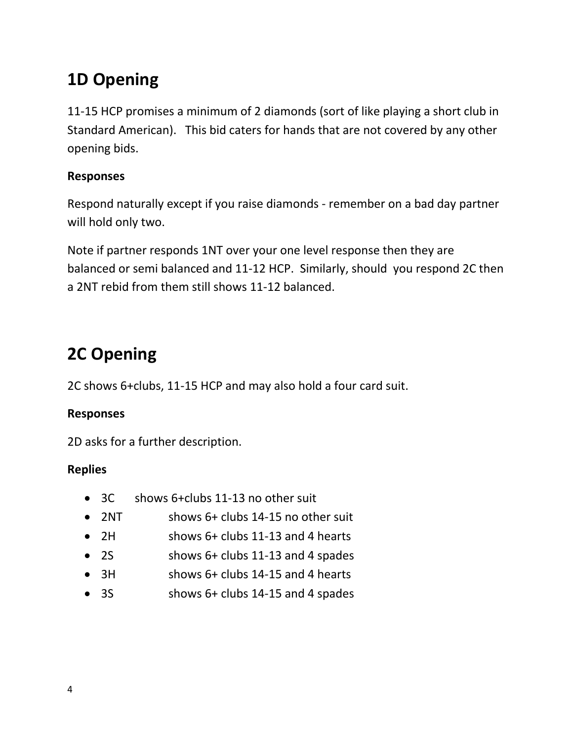# 1D Opening

11-15 HCP promises a minimum of 2 diamonds (sort of like playing a short club in Standard American).   This bid caters for hands that are not covered by any other opening bids.

**Responses**

Respond naturally except if you raise diamonds - remember on a bad day partner will hold only two.

Note if partner responds 1NT over your one level response then they are balanced or semi balanced and 11-12 HCP.  Similarly, should  you respond 2C then a 2NT rebid from them still shows 11-12 balanced.

# 2C Opening

2C shows 6+clubs, 11-15 HCP and may also hold a four card suit.

**Responses**

2D asks for a further description.

**Replies**

- 3C      shows 6+clubs 11-13 no other suit
- 2NT      shows 6+ clubs 14-15 no other suit
- 2H      shows 6+ clubs 11-13 and 4 hearts
- 2S      shows 6+ clubs 11-13 and 4 spades
- 3H      shows 6+ clubs 14-15 and 4 hearts
- 3S      shows 6+ clubs 14-15 and 4 spades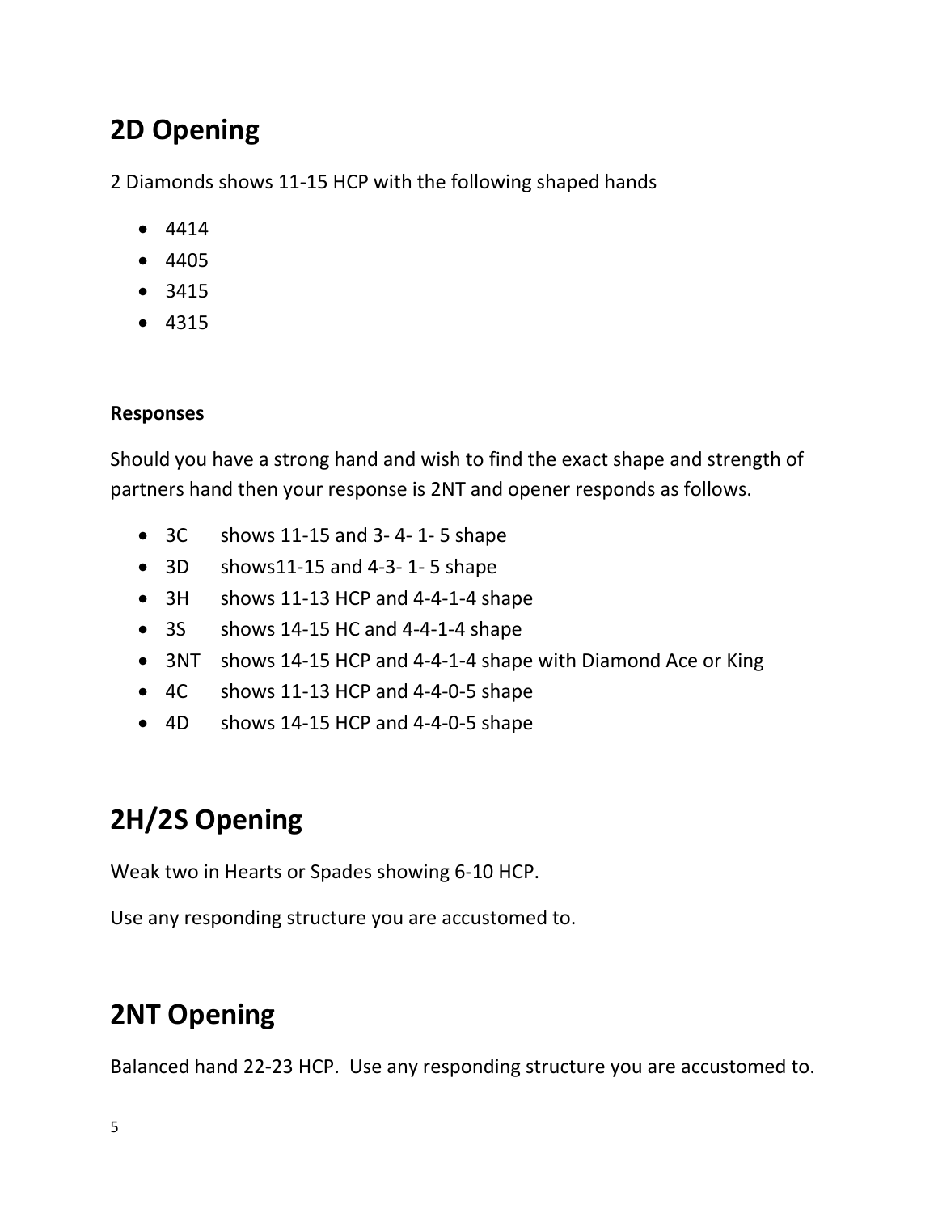## 2D Opening

2 Diamonds shows 11-15 HCP with the following shaped hands

- 4414
- 4405
- 3415
- 4315

**Responses**

Should you have a strong hand and wish to find the exact shape and strength of partners hand then your response is 2NT and opener responds as follows.

- 3C shows 11-15 and 3- 4- 1- 5 shape
- 3D shows11-15 and 4-3- 1- 5 shape
- 3H shows 11-13 HCP and 4-4-1-4 shape
- 3S shows 14-15 HC and 4-4-1-4 shape
- 3NT shows 14-15 HCP and 4-4-1-4 shape with Diamond Ace or King
- 4C shows 11-13 HCP and 4-4-0-5 shape
- 4D shows 14-15 HCP and 4-4-0-5 shape

## 2H/2S Opening

Weak two in Hearts or Spades showing 6-10 HCP.

Use any responding structure you are accustomed to.

## 2NT Opening

Balanced hand 22-23 HCP. Use any responding structure you are accustomed to.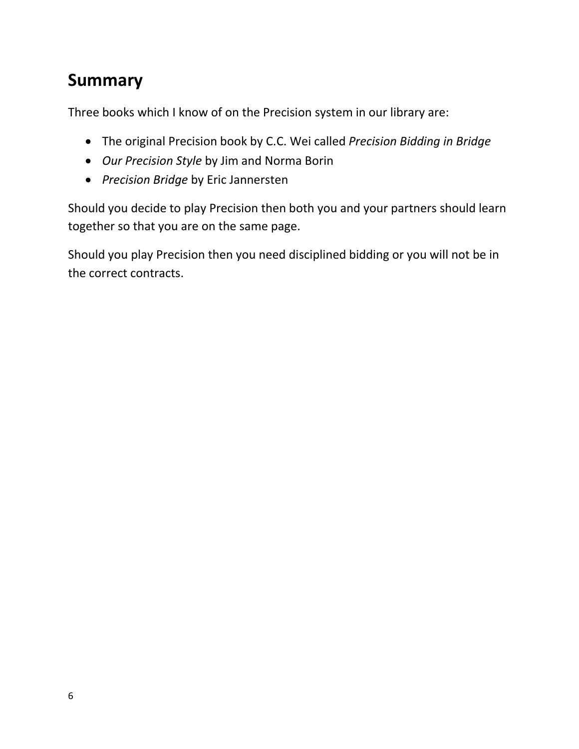## Summary

Three books which I know of on the Precision system in our library are:

- The original Precision book by C.C. Wei called *Precision Bidding in Bridge*
- *Our Precision Style* by Jim and Norma Borin
- *Precision Bridge* by Eric Jannersten

Should you decide to play Precision then both you and your partners should learn together so that you are on the same page.

Should you play Precision then you need disciplined bidding or you will not be in the correct contracts.